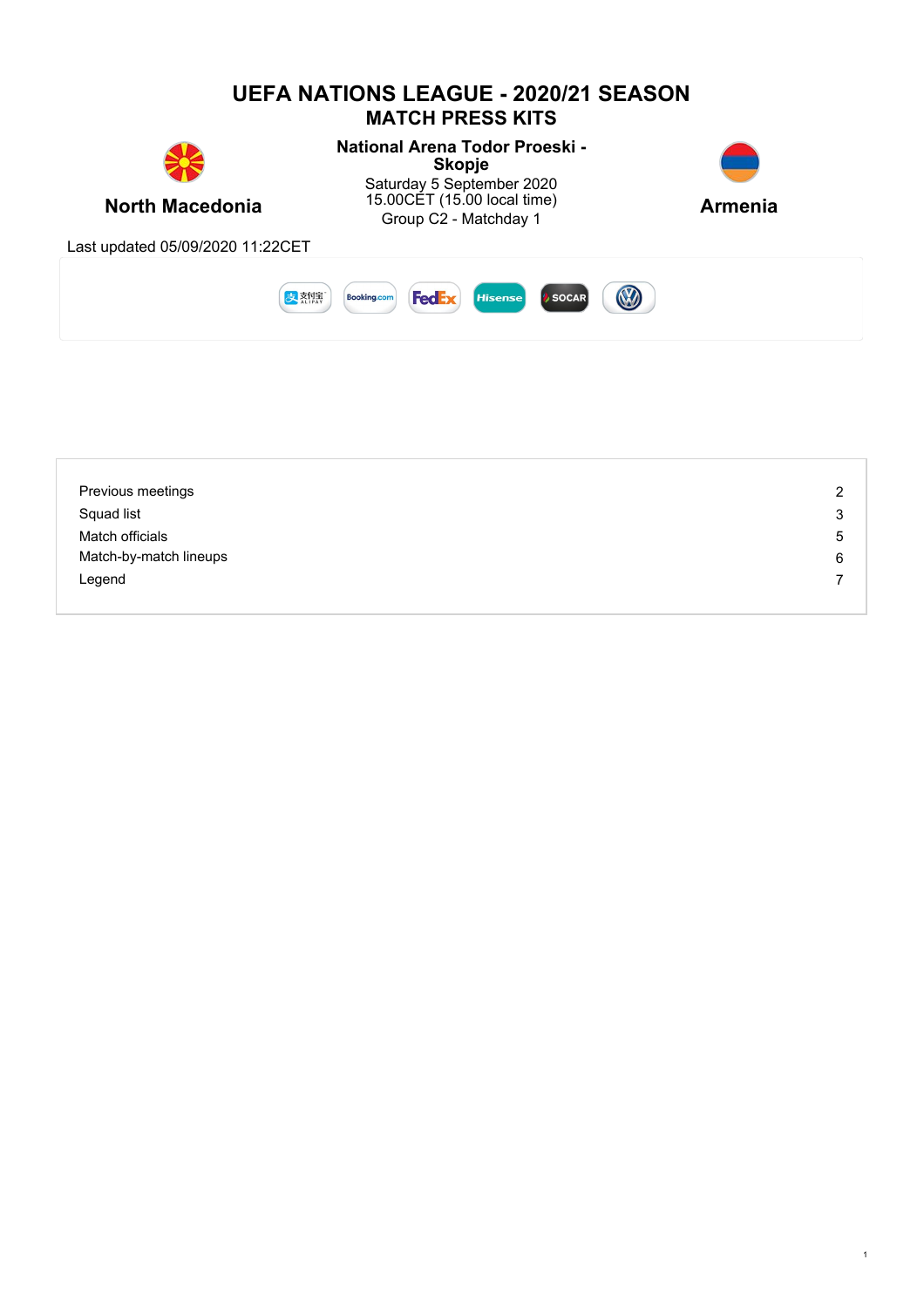# UEFA NATIONS LEAGUE - 2020/21 SEASON
## MATCH PRESS KITS

**North Macedonia**

**National Arena Todor Proeski - Skopje**
Saturday 5 September 2020
15.00CET (15.00 local time)
Group C2 - Matchday 1

**Armenia**

Last updated 05/09/2020 11:22CET

| | |
|---|---|
| Previous meetings | 2 |
| Squad list | 3 |
| Match officials | 5 |
| Match-by-match lineups | 6 |
| Legend | 7 |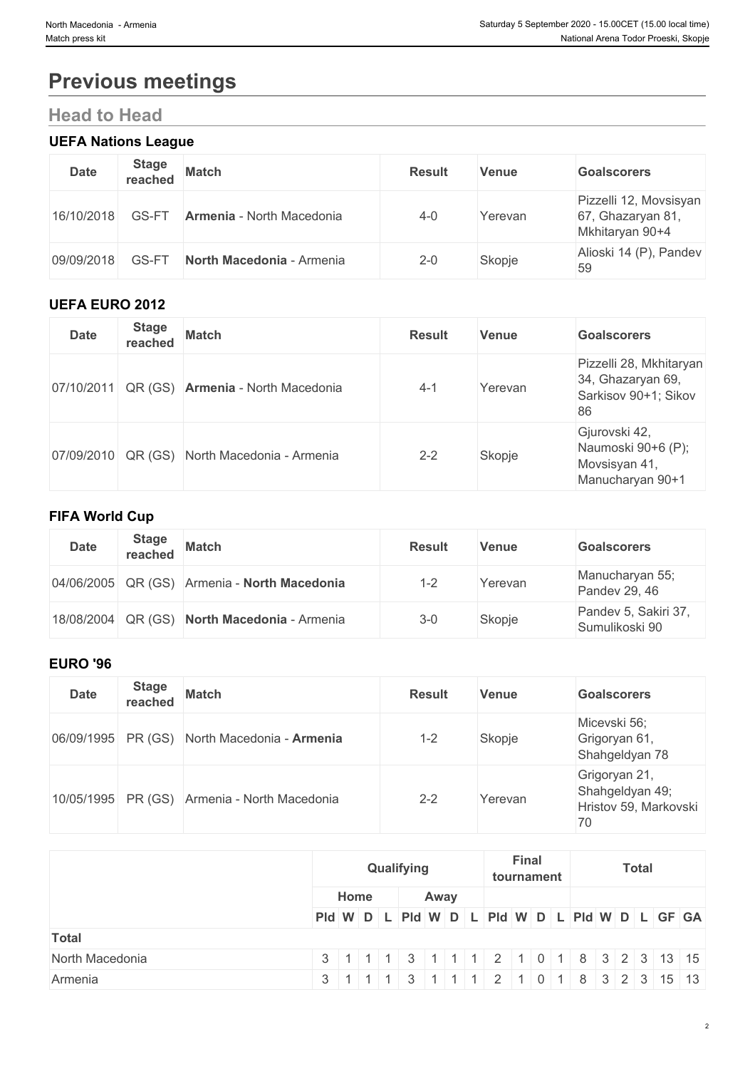# Previous meetings

## Head to Head

### UEFA Nations League

| Date | Stage reached | Match | Result | Venue | Goalscorers |
|---|---|---|---|---|---|
| 16/10/2018 | GS-FT | **Armenia** - North Macedonia | 4-0 | Yerevan | Pizzelli 12, Movsisyan 67, Ghazaryan 81, Mkhitaryan 90+4 |
| 09/09/2018 | GS-FT | **North Macedonia** - Armenia | 2-0 | Skopje | Alioski 14 (P), Pandev 59 |

### UEFA EURO 2012

| Date | Stage reached | Match | Result | Venue | Goalscorers |
|---|---|---|---|---|---|
| 07/10/2011 | QR (GS) | **Armenia** - North Macedonia | 4-1 | Yerevan | Pizzelli 28, Mkhitaryan 34, Ghazaryan 69, Sarkisov 90+1; Sikov 86 |
| 07/09/2010 | QR (GS) | North Macedonia - Armenia | 2-2 | Skopje | Gjurovski 42, Naumoski 90+6 (P); Movsisyan 41, Manucharyan 90+1 |

### FIFA World Cup

| Date | Stage reached | Match | Result | Venue | Goalscorers |
|---|---|---|---|---|---|
| 04/06/2005 | QR (GS) | Armenia - **North Macedonia** | 1-2 | Yerevan | Manucharyan 55; Pandev 29, 46 |
| 18/08/2004 | QR (GS) | **North Macedonia** - Armenia | 3-0 | Skopje | Pandev 5, Sakiri 37, Sumulikoski 90 |

### EURO '96

| Date | Stage reached | Match | Result | Venue | Goalscorers |
|---|---|---|---|---|---|
| 06/09/1995 | PR (GS) | North Macedonia - **Armenia** | 1-2 | Skopje | Micevski 56; Grigoryan 61, Shahgeldyan 78 |
| 10/05/1995 | PR (GS) | Armenia - North Macedonia | 2-2 | Yerevan | Grigoryan 21, Shahgeldyan 49; Hristov 59, Markovski 70 |

| | Qualifying | | | | | | | | Final tournament | | | | Total | | | | | |
|---|---|---|---|---|---|---|---|---|---|---|---|---|---|---|---|---|---|---|
| | Home | | | | Away | | | | | | | | | | | | | |
| | Pld | W | D | L | Pld | W | D | L | Pld | W | D | L | Pld | W | D | L | GF | GA |
| **Total** | | | | | | | | | | | | | | | | | | |
| North Macedonia | 3 | 1 | 1 | 1 | 3 | 1 | 1 | 1 | 2 | 1 | 0 | 1 | 8 | 3 | 2 | 3 | 13 | 15 |
| Armenia | 3 | 1 | 1 | 1 | 3 | 1 | 1 | 1 | 2 | 1 | 0 | 1 | 8 | 3 | 2 | 3 | 15 | 13 |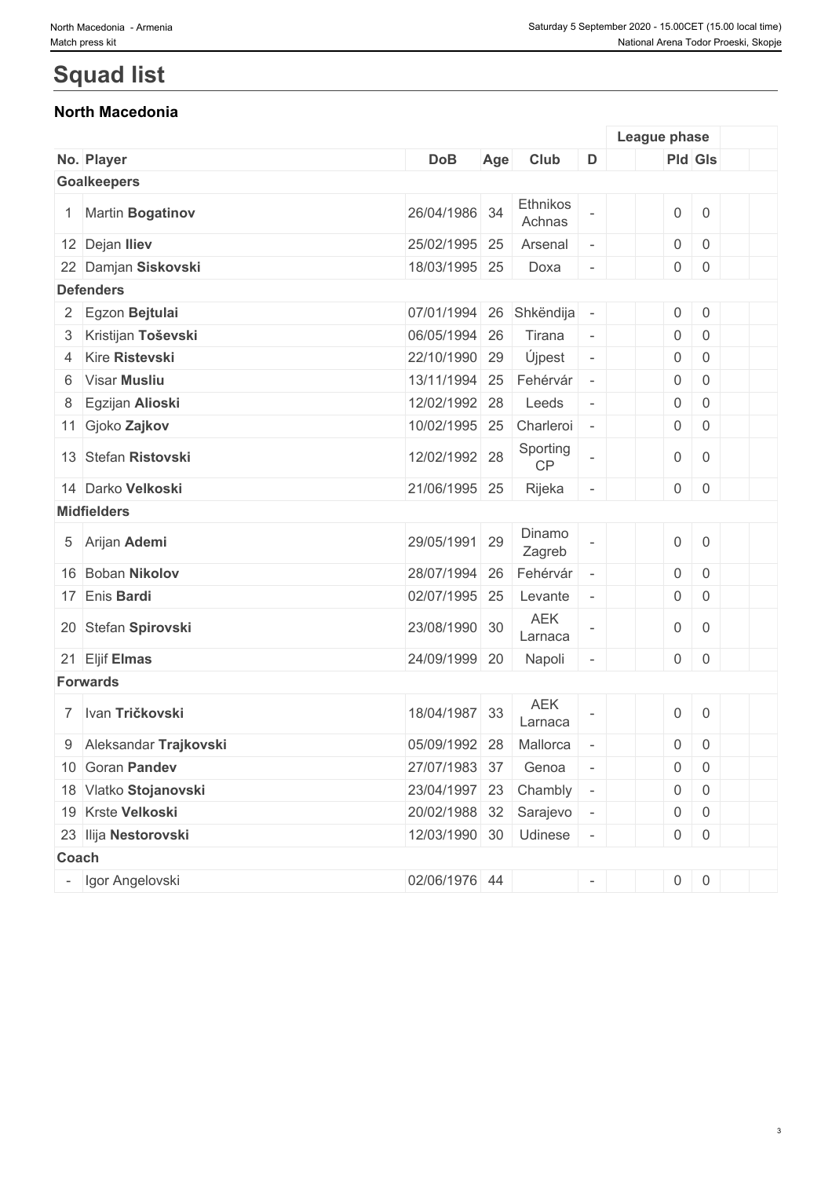# Squad list

## North Macedonia

| No. | Player | DoB | Age | Club | D | | League phase | | | |
|---|---|---|---|---|---|---|---|---|---|---|
| | | | | | | | Pld | Gls | | |
| **Goalkeepers** | | | | | | | | | | |
| 1 | Martin **Bogatinov** | 26/04/1986 | 34 | Ethnikos Achnas | - | | 0 | 0 | | |
| 12 | Dejan **Iliev** | 25/02/1995 | 25 | Arsenal | - | | 0 | 0 | | |
| 22 | Damjan **Siskovski** | 18/03/1995 | 25 | Doxa | - | | 0 | 0 | | |
| **Defenders** | | | | | | | | | | |
| 2 | Egzon **Bejtulai** | 07/01/1994 | 26 | Shkëndija | - | | 0 | 0 | | |
| 3 | Kristijan **Toševski** | 06/05/1994 | 26 | Tirana | - | | 0 | 0 | | |
| 4 | Kire **Ristevski** | 22/10/1990 | 29 | Újpest | - | | 0 | 0 | | |
| 6 | Visar **Musliu** | 13/11/1994 | 25 | Fehérvár | - | | 0 | 0 | | |
| 8 | Egzijan **Alioski** | 12/02/1992 | 28 | Leeds | - | | 0 | 0 | | |
| 11 | Gjoko **Zajkov** | 10/02/1995 | 25 | Charleroi | - | | 0 | 0 | | |
| 13 | Stefan **Ristovski** | 12/02/1992 | 28 | Sporting CP | - | | 0 | 0 | | |
| 14 | Darko **Velkoski** | 21/06/1995 | 25 | Rijeka | - | | 0 | 0 | | |
| **Midfielders** | | | | | | | | | | |
| 5 | Arijan **Ademi** | 29/05/1991 | 29 | Dinamo Zagreb | - | | 0 | 0 | | |
| 16 | Boban **Nikolov** | 28/07/1994 | 26 | Fehérvár | - | | 0 | 0 | | |
| 17 | Enis **Bardi** | 02/07/1995 | 25 | Levante | - | | 0 | 0 | | |
| 20 | Stefan **Spirovski** | 23/08/1990 | 30 | AEK Larnaca | - | | 0 | 0 | | |
| 21 | Eljif **Elmas** | 24/09/1999 | 20 | Napoli | - | | 0 | 0 | | |
| **Forwards** | | | | | | | | | | |
| 7 | Ivan **Tričkovski** | 18/04/1987 | 33 | AEK Larnaca | - | | 0 | 0 | | |
| 9 | Aleksandar **Trajkovski** | 05/09/1992 | 28 | Mallorca | - | | 0 | 0 | | |
| 10 | Goran **Pandev** | 27/07/1983 | 37 | Genoa | - | | 0 | 0 | | |
| 18 | Vlatko **Stojanovski** | 23/04/1997 | 23 | Chambly | - | | 0 | 0 | | |
| 19 | Krste **Velkoski** | 20/02/1988 | 32 | Sarajevo | - | | 0 | 0 | | |
| 23 | Ilija **Nestorovski** | 12/03/1990 | 30 | Udinese | - | | 0 | 0 | | |
| **Coach** | | | | | | | | | | |
| - | Igor Angelovski | 02/06/1976 | 44 | | - | | 0 | 0 | | |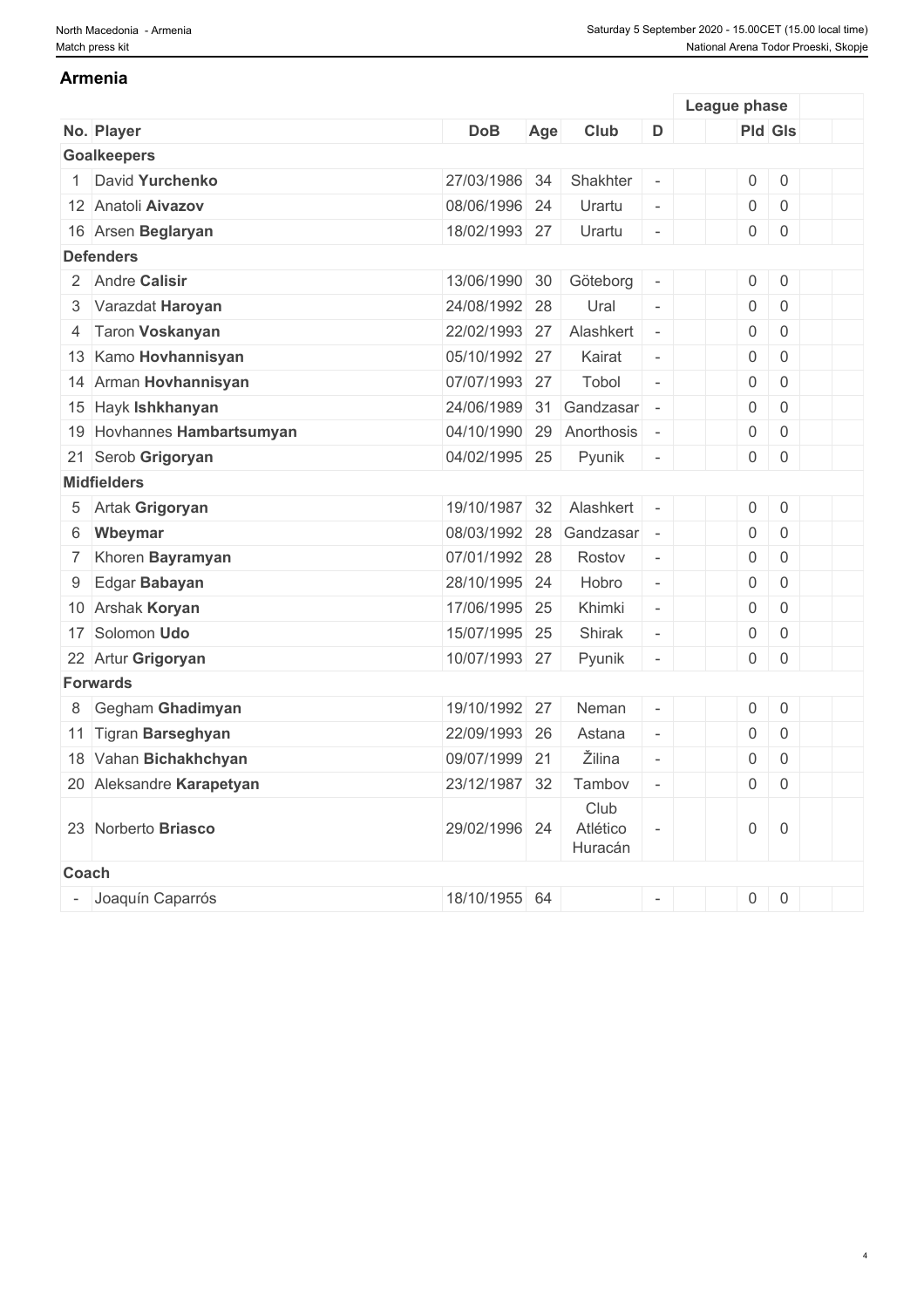## Armenia

| No. | Player | DoB | Age | Club | D | | League phase | | | |
|---|---|---|---|---|---|---|---|---|---|---|
| | | | | | | | Pld | Gls | | |
| **Goalkeepers** | | | | | | | | | | |
| 1 | David **Yurchenko** | 27/03/1986 | 34 | Shakhter | - | | 0 | 0 | | |
| 12 | Anatoli **Aivazov** | 08/06/1996 | 24 | Urartu | - | | 0 | 0 | | |
| 16 | Arsen **Beglaryan** | 18/02/1993 | 27 | Urartu | - | | 0 | 0 | | |
| **Defenders** | | | | | | | | | | |
| 2 | Andre **Calisir** | 13/06/1990 | 30 | Göteborg | - | | 0 | 0 | | |
| 3 | Varazdat **Haroyan** | 24/08/1992 | 28 | Ural | - | | 0 | 0 | | |
| 4 | Taron **Voskanyan** | 22/02/1993 | 27 | Alashkert | - | | 0 | 0 | | |
| 13 | Kamo **Hovhannisyan** | 05/10/1992 | 27 | Kairat | - | | 0 | 0 | | |
| 14 | Arman **Hovhannisyan** | 07/07/1993 | 27 | Tobol | - | | 0 | 0 | | |
| 15 | Hayk **Ishkhanyan** | 24/06/1989 | 31 | Gandzasar | - | | 0 | 0 | | |
| 19 | Hovhannes **Hambartsumyan** | 04/10/1990 | 29 | Anorthosis | - | | 0 | 0 | | |
| 21 | Serob **Grigoryan** | 04/02/1995 | 25 | Pyunik | - | | 0 | 0 | | |
| **Midfielders** | | | | | | | | | | |
| 5 | Artak **Grigoryan** | 19/10/1987 | 32 | Alashkert | - | | 0 | 0 | | |
| 6 | **Wbeymar** | 08/03/1992 | 28 | Gandzasar | - | | 0 | 0 | | |
| 7 | Khoren **Bayramyan** | 07/01/1992 | 28 | Rostov | - | | 0 | 0 | | |
| 9 | Edgar **Babayan** | 28/10/1995 | 24 | Hobro | - | | 0 | 0 | | |
| 10 | Arshak **Koryan** | 17/06/1995 | 25 | Khimki | - | | 0 | 0 | | |
| 17 | Solomon **Udo** | 15/07/1995 | 25 | Shirak | - | | 0 | 0 | | |
| 22 | Artur **Grigoryan** | 10/07/1993 | 27 | Pyunik | - | | 0 | 0 | | |
| **Forwards** | | | | | | | | | | |
| 8 | Gegham **Ghadimyan** | 19/10/1992 | 27 | Neman | - | | 0 | 0 | | |
| 11 | Tigran **Barseghyan** | 22/09/1993 | 26 | Astana | - | | 0 | 0 | | |
| 18 | Vahan **Bichakhchyan** | 09/07/1999 | 21 | Žilina | - | | 0 | 0 | | |
| 20 | Aleksandre **Karapetyan** | 23/12/1987 | 32 | Tambov | - | | 0 | 0 | | |
| 23 | Norberto **Briasco** | 29/02/1996 | 24 | Club Atlético Huracán | - | | 0 | 0 | | |
| **Coach** | | | | | | | | | | |
| - | Joaquín Caparrós | 18/10/1955 | 64 | | - | | 0 | 0 | | |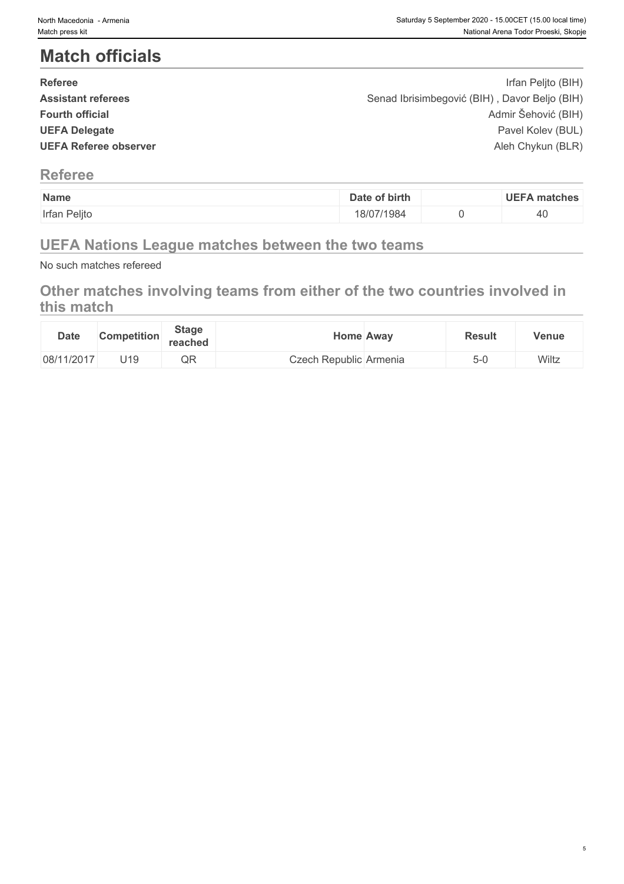# Match officials

| | |
|---|---|
| **Referee** | Irfan Peljto (BIH) |
| **Assistant referees** | Senad Ibrisimbegović (BIH) , Davor Beljo (BIH) |
| **Fourth official** | Admir Šehović (BIH) |
| **UEFA Delegate** | Pavel Kolev (BUL) |
| **UEFA Referee observer** | Aleh Chykun (BLR) |

## Referee

| Name | Date of birth | | UEFA matches |
|---|---|---|---|
| Irfan Peljto | 18/07/1984 | 0 | 40 |

## UEFA Nations League matches between the two teams

No such matches refereed

## Other matches involving teams from either of the two countries involved in this match

| Date | Competition | Stage reached | Home | Away | Result | Venue |
|---|---|---|---|---|---|---|
| 08/11/2017 | U19 | QR | Czech Republic | Armenia | 5-0 | Wiltz |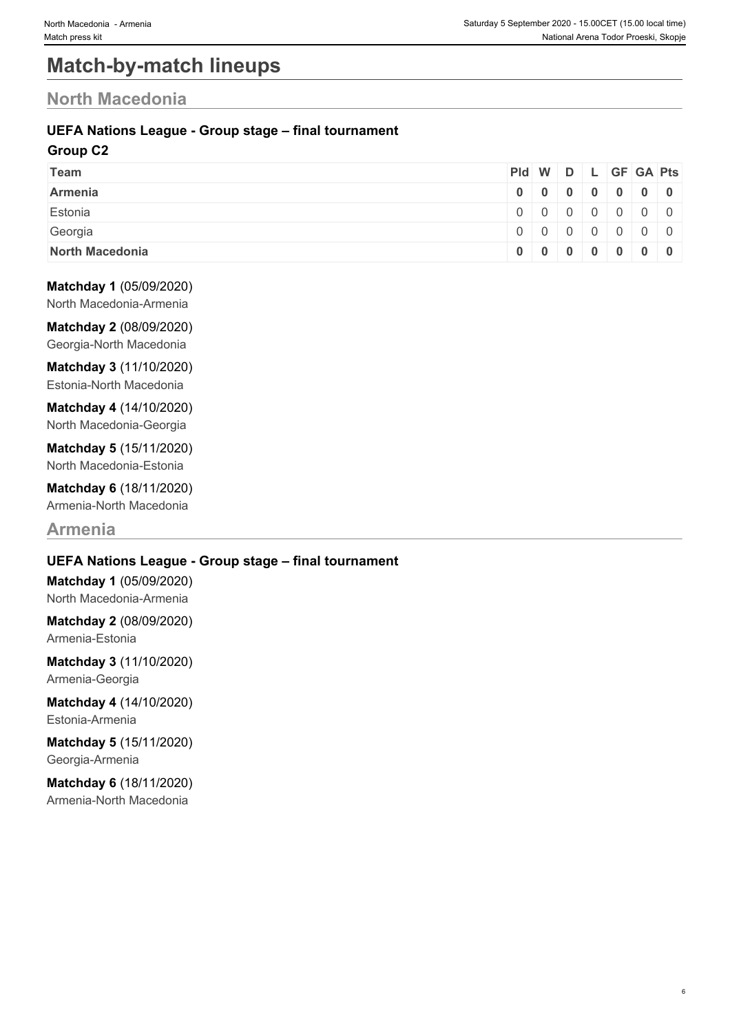# Match-by-match lineups

## North Macedonia

### UEFA Nations League - Group stage – final tournament

**Group C2**

| Team | Pld | W | D | L | GF | GA | Pts |
|---|---|---|---|---|---|---|---|
| **Armenia** | **0** | **0** | **0** | **0** | **0** | **0** | **0** |
| Estonia | 0 | 0 | 0 | 0 | 0 | 0 | 0 |
| Georgia | 0 | 0 | 0 | 0 | 0 | 0 | 0 |
| **North Macedonia** | **0** | **0** | **0** | **0** | **0** | **0** | **0** |

**Matchday 1** (05/09/2020)
North Macedonia-Armenia

**Matchday 2** (08/09/2020)
Georgia-North Macedonia

**Matchday 3** (11/10/2020)
Estonia-North Macedonia

**Matchday 4** (14/10/2020)
North Macedonia-Georgia

**Matchday 5** (15/11/2020)
North Macedonia-Estonia

**Matchday 6** (18/11/2020)
Armenia-North Macedonia

## Armenia

### UEFA Nations League - Group stage – final tournament

**Matchday 1** (05/09/2020)
North Macedonia-Armenia

**Matchday 2** (08/09/2020)
Armenia-Estonia

**Matchday 3** (11/10/2020)
Armenia-Georgia

**Matchday 4** (14/10/2020)
Estonia-Armenia

**Matchday 5** (15/11/2020)
Georgia-Armenia

**Matchday 6** (18/11/2020)
Armenia-North Macedonia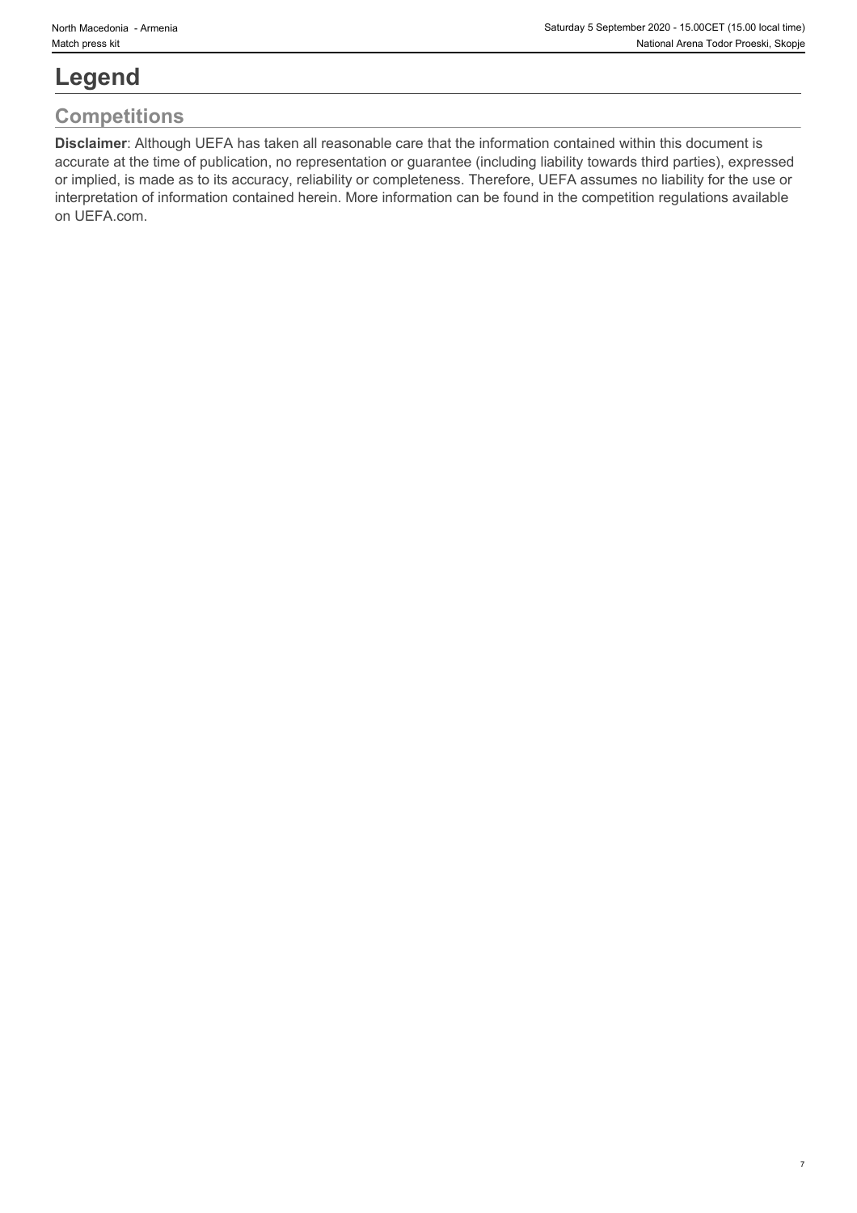# Legend

## Competitions

**Disclaimer**: Although UEFA has taken all reasonable care that the information contained within this document is accurate at the time of publication, no representation or guarantee (including liability towards third parties), expressed or implied, is made as to its accuracy, reliability or completeness. Therefore, UEFA assumes no liability for the use or interpretation of information contained herein. More information can be found in the competition regulations available on UEFA.com.